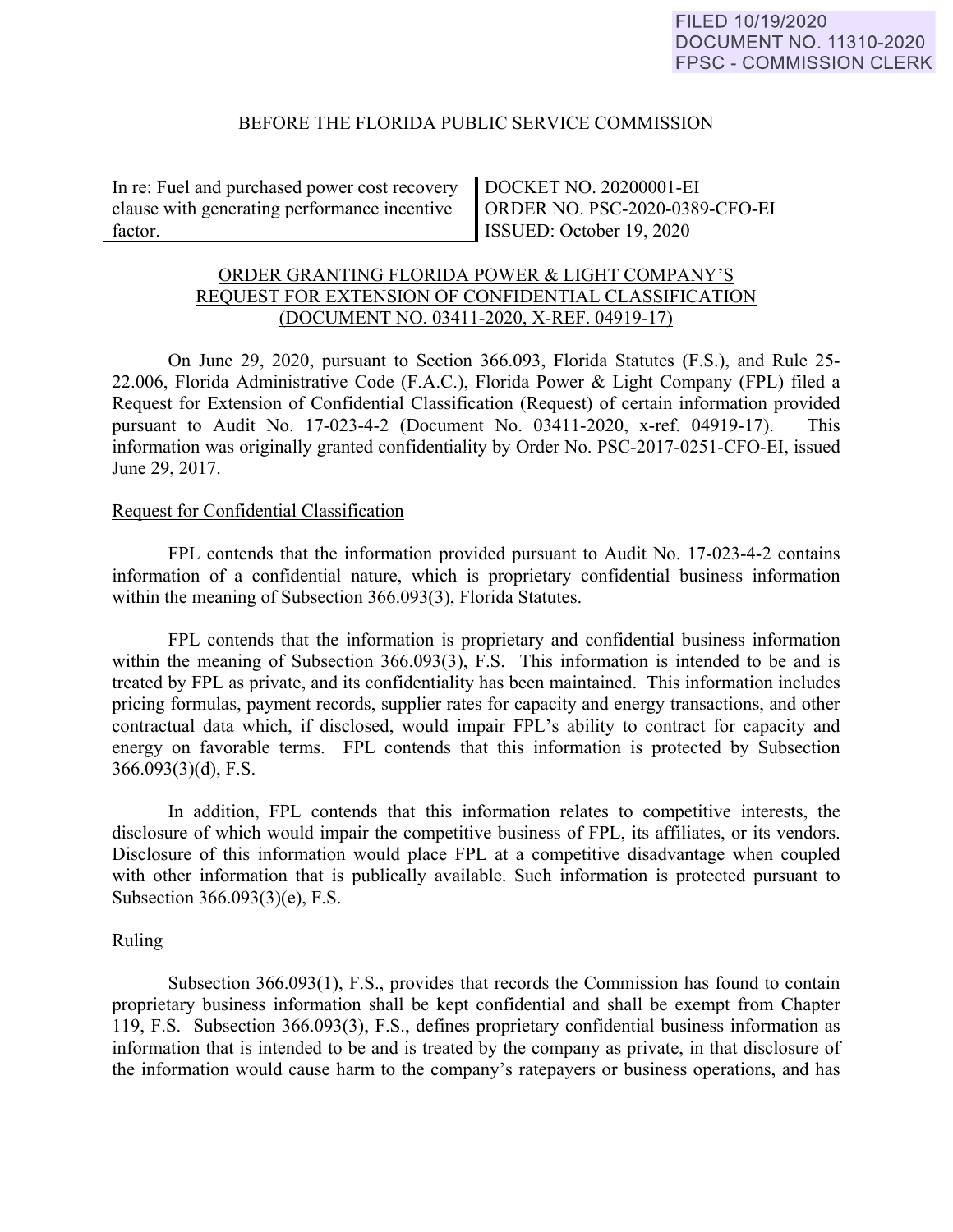FILED 10/19/2020
DOCUMENT NO. 11310-2020
FPSC - COMMISSION CLERK

BEFORE THE FLORIDA PUBLIC SERVICE COMMISSION

| In re: Fuel and purchased power cost recovery clause with generating performance incentive factor. | DOCKET NO. 20200001-EI<br>ORDER NO. PSC-2020-0389-CFO-EI<br>ISSUED: October 19, 2020 |
| --- | --- |

ORDER GRANTING FLORIDA POWER & LIGHT COMPANY'S REQUEST FOR EXTENSION OF CONFIDENTIAL CLASSIFICATION (DOCUMENT NO. 03411-2020, X-REF. 04919-17)

On June 29, 2020, pursuant to Section 366.093, Florida Statutes (F.S.), and Rule 25-22.006, Florida Administrative Code (F.A.C.), Florida Power & Light Company (FPL) filed a Request for Extension of Confidential Classification (Request) of certain information provided pursuant to Audit No. 17-023-4-2 (Document No. 03411-2020, x-ref. 04919-17). This information was originally granted confidentiality by Order No. PSC-2017-0251-CFO-EI, issued June 29, 2017.

Request for Confidential Classification

FPL contends that the information provided pursuant to Audit No. 17-023-4-2 contains information of a confidential nature, which is proprietary confidential business information within the meaning of Subsection 366.093(3), Florida Statutes.

FPL contends that the information is proprietary and confidential business information within the meaning of Subsection 366.093(3), F.S. This information is intended to be and is treated by FPL as private, and its confidentiality has been maintained. This information includes pricing formulas, payment records, supplier rates for capacity and energy transactions, and other contractual data which, if disclosed, would impair FPL's ability to contract for capacity and energy on favorable terms. FPL contends that this information is protected by Subsection 366.093(3)(d), F.S.

In addition, FPL contends that this information relates to competitive interests, the disclosure of which would impair the competitive business of FPL, its affiliates, or its vendors. Disclosure of this information would place FPL at a competitive disadvantage when coupled with other information that is publically available. Such information is protected pursuant to Subsection 366.093(3)(e), F.S.

Ruling

Subsection 366.093(1), F.S., provides that records the Commission has found to contain proprietary business information shall be kept confidential and shall be exempt from Chapter 119, F.S. Subsection 366.093(3), F.S., defines proprietary confidential business information as information that is intended to be and is treated by the company as private, in that disclosure of the information would cause harm to the company's ratepayers or business operations, and has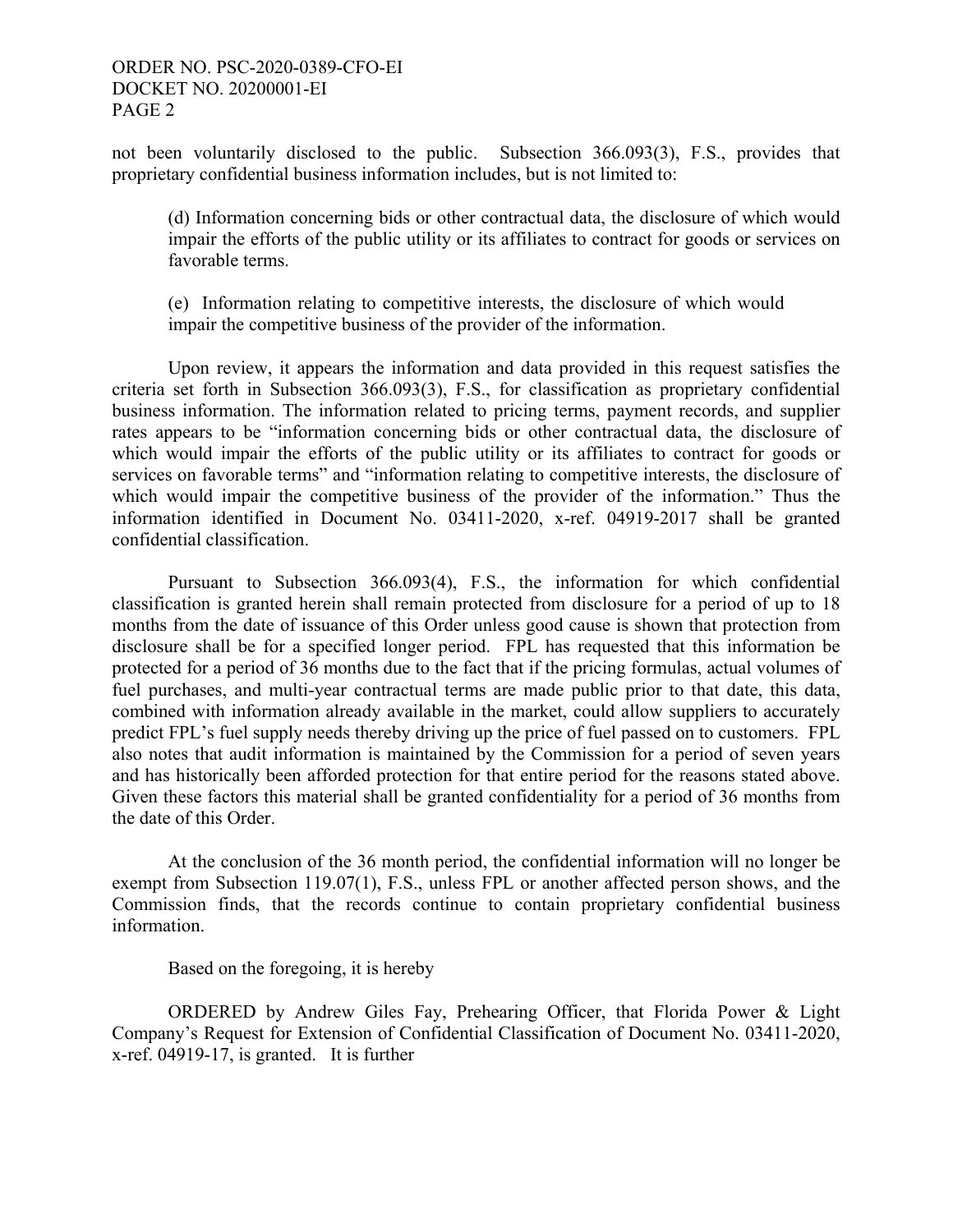not been voluntarily disclosed to the public. Subsection 366.093(3), F.S., provides that proprietary confidential business information includes, but is not limited to:

> (d) Information concerning bids or other contractual data, the disclosure of which would impair the efforts of the public utility or its affiliates to contract for goods or services on favorable terms.
>
> (e) Information relating to competitive interests, the disclosure of which would impair the competitive business of the provider of the information.

Upon review, it appears the information and data provided in this request satisfies the criteria set forth in Subsection 366.093(3), F.S., for classification as proprietary confidential business information. The information related to pricing terms, payment records, and supplier rates appears to be "information concerning bids or other contractual data, the disclosure of which would impair the efforts of the public utility or its affiliates to contract for goods or services on favorable terms" and "information relating to competitive interests, the disclosure of which would impair the competitive business of the provider of the information." Thus the information identified in Document No. 03411-2020, x-ref. 04919-2017 shall be granted confidential classification.

Pursuant to Subsection 366.093(4), F.S., the information for which confidential classification is granted herein shall remain protected from disclosure for a period of up to 18 months from the date of issuance of this Order unless good cause is shown that protection from disclosure shall be for a specified longer period. FPL has requested that this information be protected for a period of 36 months due to the fact that if the pricing formulas, actual volumes of fuel purchases, and multi-year contractual terms are made public prior to that date, this data, combined with information already available in the market, could allow suppliers to accurately predict FPL's fuel supply needs thereby driving up the price of fuel passed on to customers. FPL also notes that audit information is maintained by the Commission for a period of seven years and has historically been afforded protection for that entire period for the reasons stated above. Given these factors this material shall be granted confidentiality for a period of 36 months from the date of this Order.

At the conclusion of the 36 month period, the confidential information will no longer be exempt from Subsection 119.07(1), F.S., unless FPL or another affected person shows, and the Commission finds, that the records continue to contain proprietary confidential business information.

Based on the foregoing, it is hereby

ORDERED by Andrew Giles Fay, Prehearing Officer, that Florida Power & Light Company's Request for Extension of Confidential Classification of Document No. 03411-2020, x-ref. 04919-17, is granted. It is further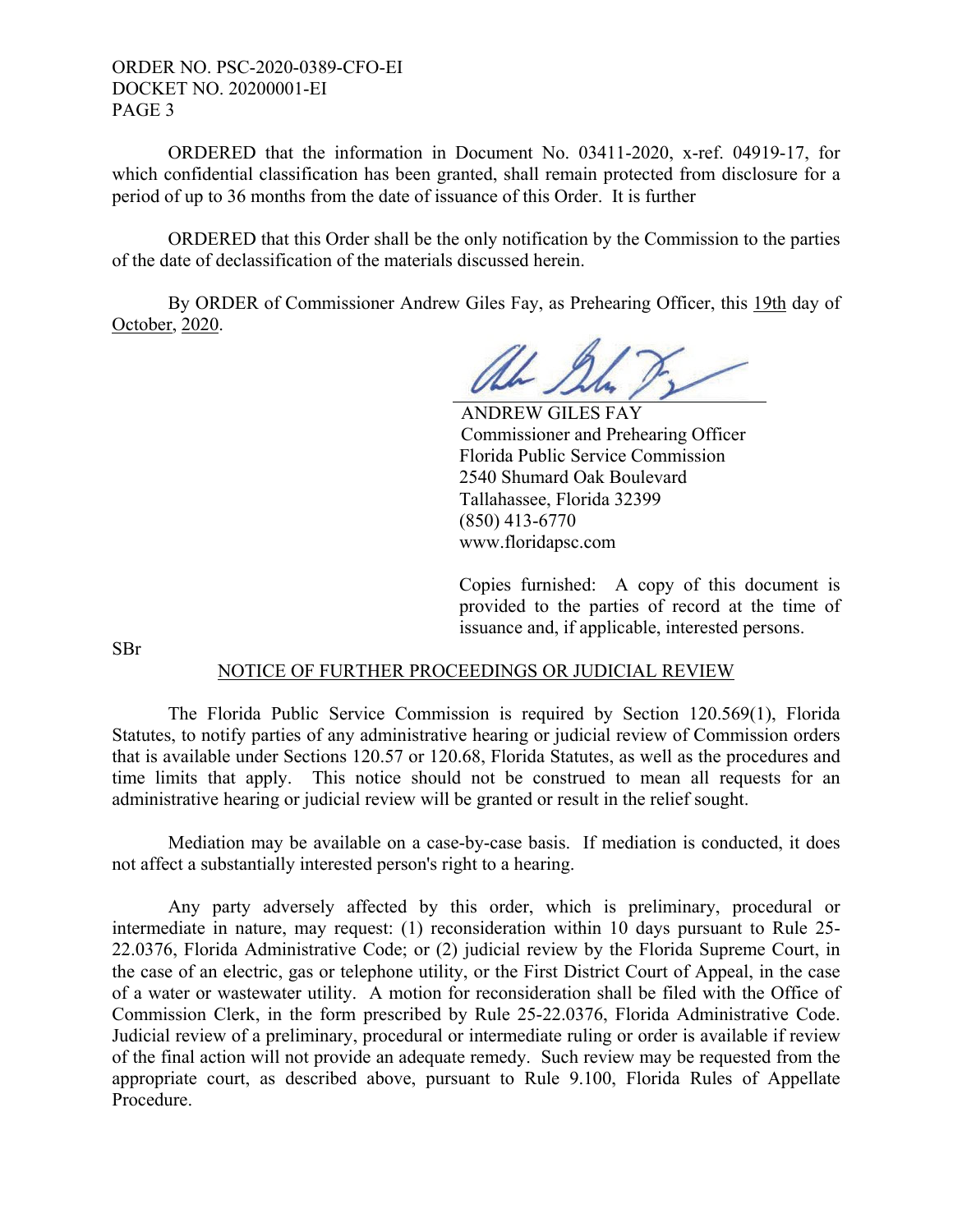ORDERED that the information in Document No. 03411-2020, x-ref. 04919-17, for which confidential classification has been granted, shall remain protected from disclosure for a period of up to 36 months from the date of issuance of this Order. It is further

ORDERED that this Order shall be the only notification by the Commission to the parties of the date of declassification of the materials discussed herein.

By ORDER of Commissioner Andrew Giles Fay, as Prehearing Officer, this 19th day of October, 2020.

ANDREW GILES FAY
Commissioner and Prehearing Officer
Florida Public Service Commission
2540 Shumard Oak Boulevard
Tallahassee, Florida 32399
(850) 413-6770
www.floridapsc.com

Copies furnished: A copy of this document is provided to the parties of record at the time of issuance and, if applicable, interested persons.

SBr

NOTICE OF FURTHER PROCEEDINGS OR JUDICIAL REVIEW

The Florida Public Service Commission is required by Section 120.569(1), Florida Statutes, to notify parties of any administrative hearing or judicial review of Commission orders that is available under Sections 120.57 or 120.68, Florida Statutes, as well as the procedures and time limits that apply. This notice should not be construed to mean all requests for an administrative hearing or judicial review will be granted or result in the relief sought.

Mediation may be available on a case-by-case basis. If mediation is conducted, it does not affect a substantially interested person's right to a hearing.

Any party adversely affected by this order, which is preliminary, procedural or intermediate in nature, may request: (1) reconsideration within 10 days pursuant to Rule 25-22.0376, Florida Administrative Code; or (2) judicial review by the Florida Supreme Court, in the case of an electric, gas or telephone utility, or the First District Court of Appeal, in the case of a water or wastewater utility. A motion for reconsideration shall be filed with the Office of Commission Clerk, in the form prescribed by Rule 25-22.0376, Florida Administrative Code. Judicial review of a preliminary, procedural or intermediate ruling or order is available if review of the final action will not provide an adequate remedy. Such review may be requested from the appropriate court, as described above, pursuant to Rule 9.100, Florida Rules of Appellate Procedure.